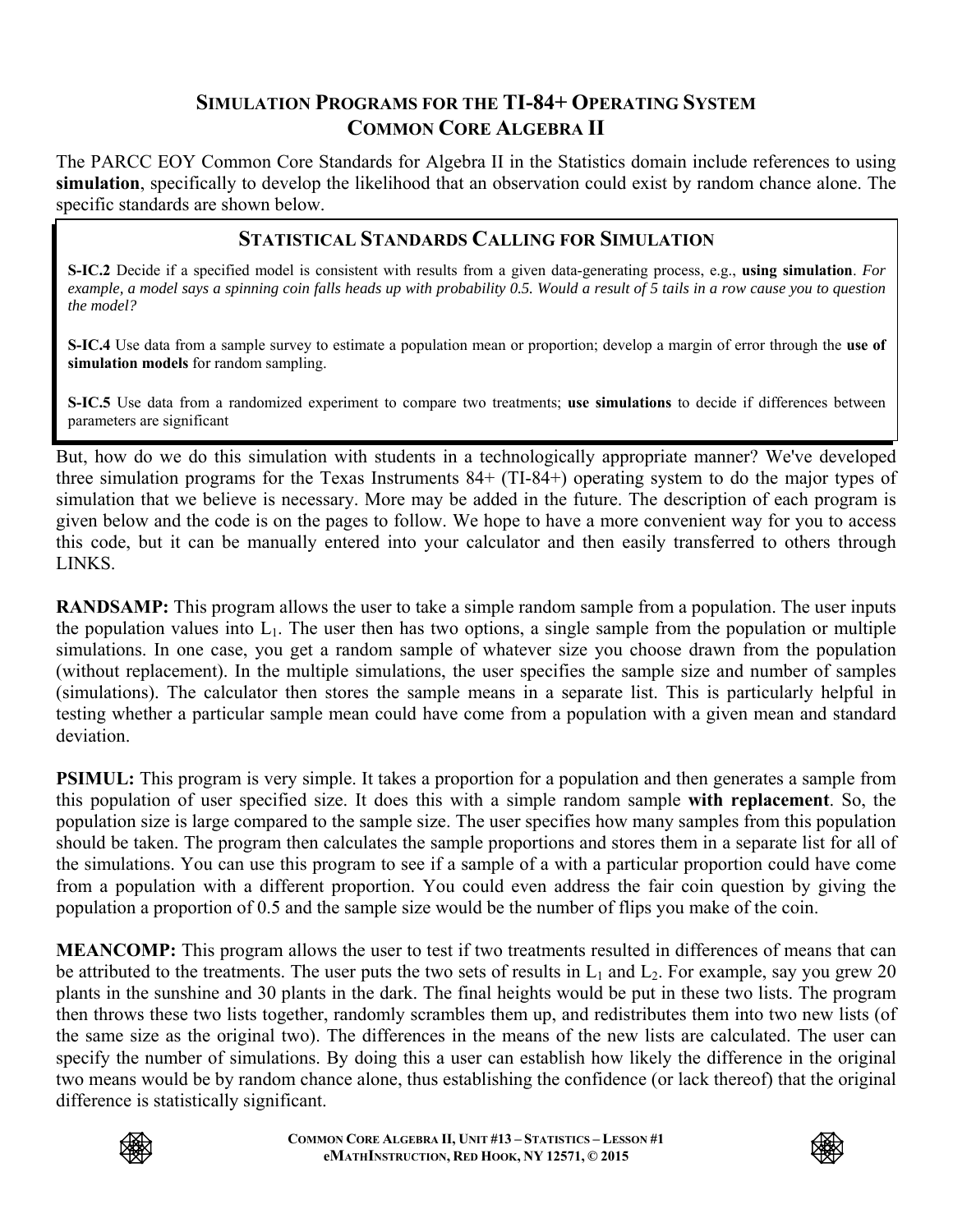# SIMULATION PROGRAMS FOR THE TI-84+ OPERATING SYSTEM
## COMMON CORE ALGEBRA II

The PARCC EOY Common Core Standards for Algebra II in the Statistics domain include references to using **simulation**, specifically to develop the likelihood that an observation could exist by random chance alone. The specific standards are shown below.

> ### STATISTICAL STANDARDS CALLING FOR SIMULATION
>
> **S-IC.2** Decide if a specified model is consistent with results from a given data-generating process, e.g., **using simulation**. *For example, a model says a spinning coin falls heads up with probability 0.5. Would a result of 5 tails in a row cause you to question the model?*
>
> **S-IC.4** Use data from a sample survey to estimate a population mean or proportion; develop a margin of error through the **use of simulation models** for random sampling.
>
> **S-IC.5** Use data from a randomized experiment to compare two treatments; **use simulations** to decide if differences between parameters are significant

But, how do we do this simulation with students in a technologically appropriate manner? We've developed three simulation programs for the Texas Instruments 84+ (TI-84+) operating system to do the major types of simulation that we believe is necessary. More may be added in the future. The description of each program is given below and the code is on the pages to follow. We hope to have a more convenient way for you to access this code, but it can be manually entered into your calculator and then easily transferred to others through LINKS.

**RANDSAMP:** This program allows the user to take a simple random sample from a population. The user inputs the population values into $L_1$. The user then has two options, a single sample from the population or multiple simulations. In one case, you get a random sample of whatever size you choose drawn from the population (without replacement). In the multiple simulations, the user specifies the sample size and number of samples (simulations). The calculator then stores the sample means in a separate list. This is particularly helpful in testing whether a particular sample mean could have come from a population with a given mean and standard deviation.

**PSIMUL:** This program is very simple. It takes a proportion for a population and then generates a sample from this population of user specified size. It does this with a simple random sample **with replacement**. So, the population size is large compared to the sample size. The user specifies how many samples from this population should be taken. The program then calculates the sample proportions and stores them in a separate list for all of the simulations. You can use this program to see if a sample of a with a particular proportion could have come from a population with a different proportion. You could even address the fair coin question by giving the population a proportion of 0.5 and the sample size would be the number of flips you make of the coin.

**MEANCOMP:** This program allows the user to test if two treatments resulted in differences of means that can be attributed to the treatments. The user puts the two sets of results in $L_1$ and $L_2$. For example, say you grew 20 plants in the sunshine and 30 plants in the dark. The final heights would be put in these two lists. The program then throws these two lists together, randomly scrambles them up, and redistributes them into two new lists (of the same size as the original two). The differences in the means of the new lists are calculated. The user can specify the number of simulations. By doing this a user can establish how likely the difference in the original two means would be by random chance alone, thus establishing the confidence (or lack thereof) that the original difference is statistically significant.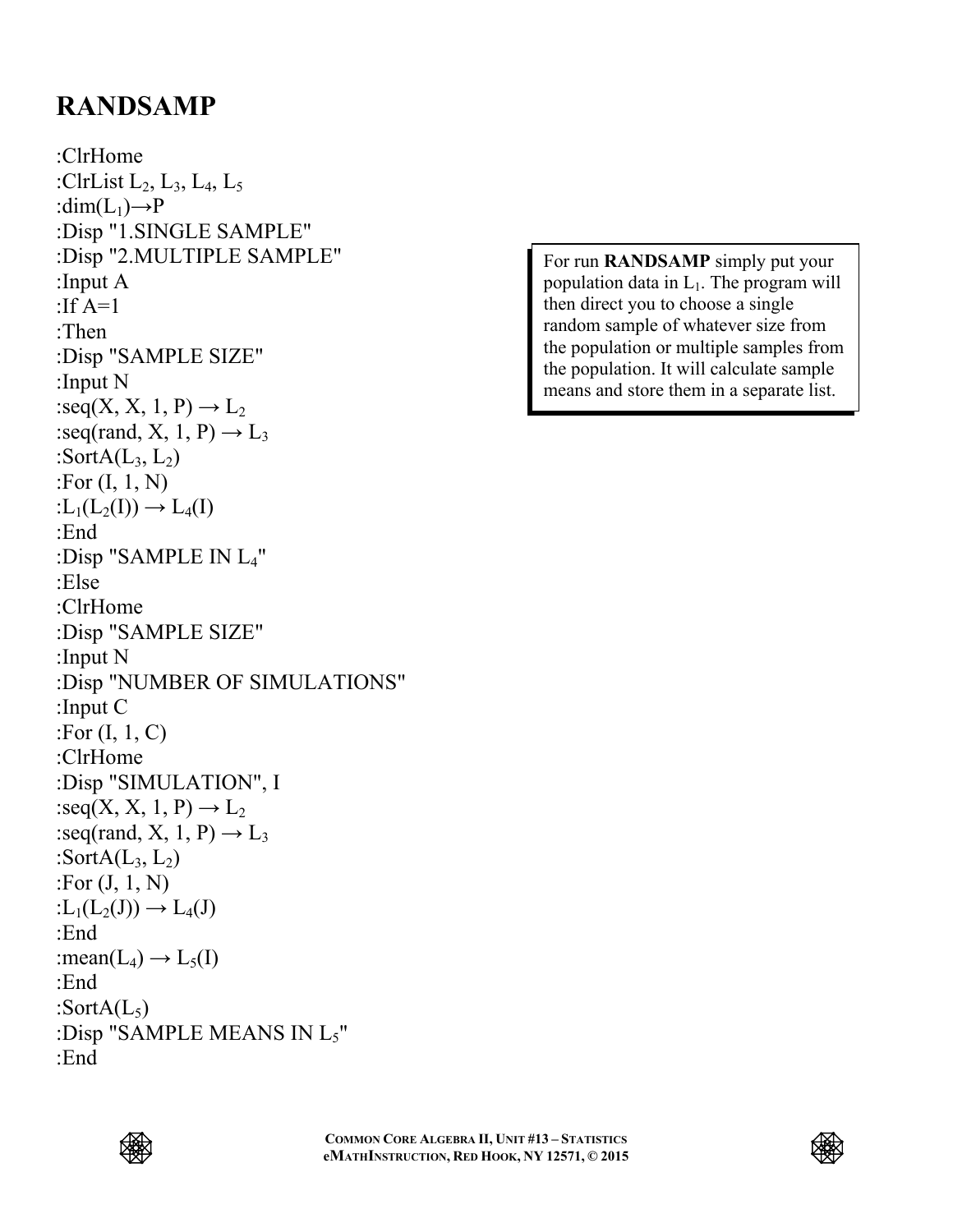# RANDSAMP

```
:ClrHome
:ClrList L2, L3, L4, L5
:dim(L1)→P
:Disp "1.SINGLE SAMPLE"
:Disp "2.MULTIPLE SAMPLE"
:Input A
:If A=1
:Then
:Disp "SAMPLE SIZE"
:Input N
:seq(X, X, 1, P) → L2
:seq(rand, X, 1, P) → L3
:SortA(L3, L2)
:For (I, 1, N)
:L1(L2(I)) → L4(I)
:End
:Disp "SAMPLE IN L4"
:Else
:ClrHome
:Disp "SAMPLE SIZE"
:Input N
:Disp "NUMBER OF SIMULATIONS"
:Input C
:For (I, 1, C)
:ClrHome
:Disp "SIMULATION", I
:seq(X, X, 1, P) → L2
:seq(rand, X, 1, P) → L3
:SortA(L3, L2)
:For (J, 1, N)
:L1(L2(J)) → L4(J)
:End
:mean(L4) → L5(I)
:End
:SortA(L5)
:Disp "SAMPLE MEANS IN L5"
:End
```

For run **RANDSAMP** simply put your population data in $L_1$. The program will then direct you to choose a single random sample of whatever size from the population or multiple samples from the population. It will calculate sample means and store them in a separate list.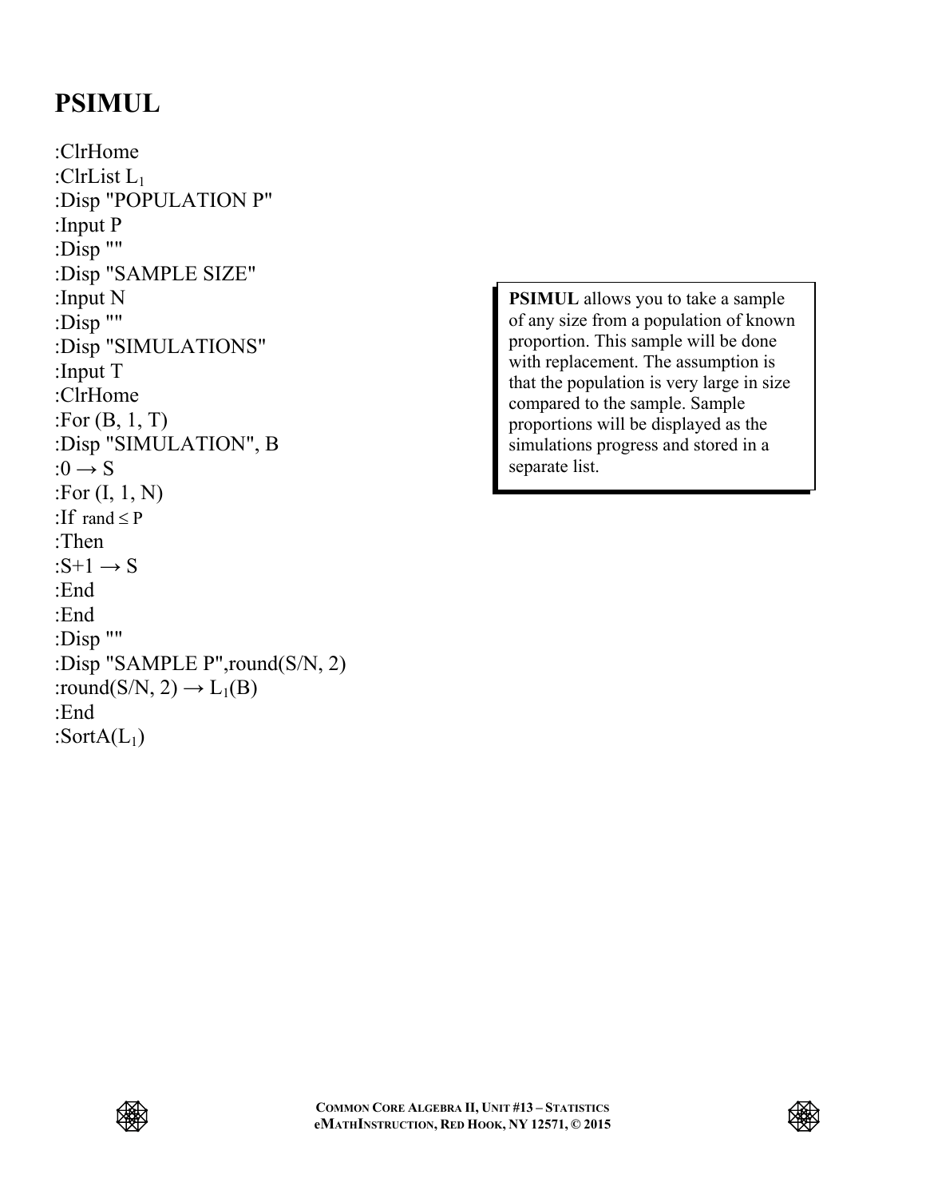# PSIMUL

```
:ClrHome
:ClrList L1
:Disp "POPULATION P"
:Input P
:Disp ""
:Disp "SAMPLE SIZE"
:Input N
:Disp ""
:Disp "SIMULATIONS"
:Input T
:ClrHome
:For (B, 1, T)
:Disp "SIMULATION", B
:0 → S
:For (I, 1, N)
:If rand ≤ P
:Then
:S+1 → S
:End
:End
:Disp ""
:Disp "SAMPLE P",round(S/N, 2)
:round(S/N, 2) → L1(B)
:End
:SortA(L1)
```

**PSIMUL** allows you to take a sample of any size from a population of known proportion. This sample will be done with replacement. The assumption is that the population is very large in size compared to the sample. Sample proportions will be displayed as the simulations progress and stored in a separate list.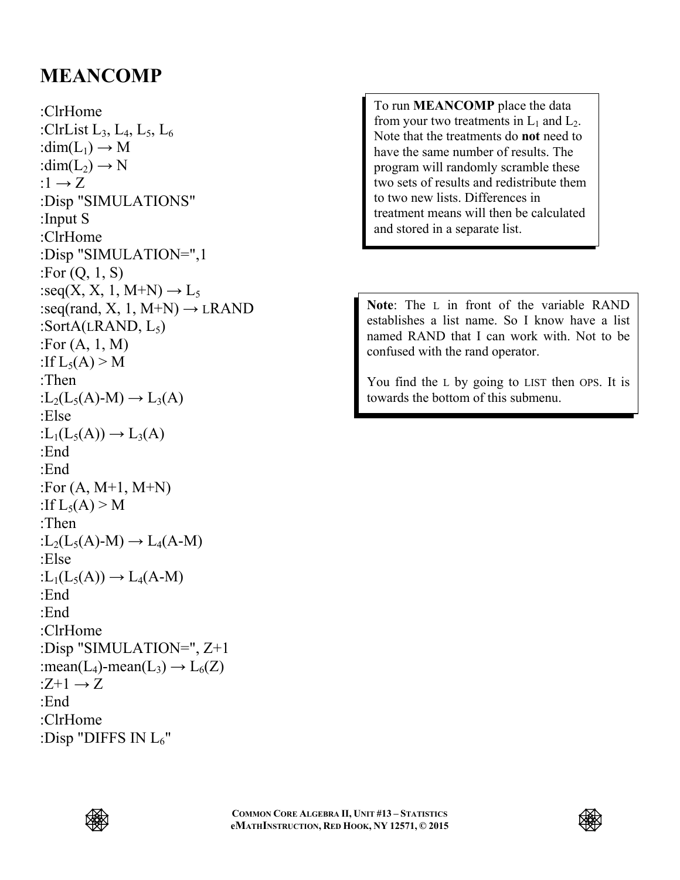# MEANCOMP

```
:ClrHome
:ClrList L3, L4, L5, L6
:dim(L1) → M
:dim(L2) → N
:1 → Z
:Disp "SIMULATIONS"
:Input S
:ClrHome
:Disp "SIMULATION=",1
:For (Q, 1, S)
:seq(X, X, 1, M+N) → L5
:seq(rand, X, 1, M+N) → LRAND
:SortA(LRAND, L5)
:For (A, 1, M)
:If L5(A) > M
:Then
:L2(L5(A)-M) → L3(A)
:Else
:L1(L5(A)) → L3(A)
:End
:End
:For (A, M+1, M+N)
:If L5(A) > M
:Then
:L2(L5(A)-M) → L4(A-M)
:Else
:L1(L5(A)) → L4(A-M)
:End
:End
:ClrHome
:Disp "SIMULATION=", Z+1
:mean(L4)-mean(L3) → L6(Z)
:Z+1 → Z
:End
:ClrHome
:Disp "DIFFS IN L6"
```

To run **MEANCOMP** place the data from your two treatments in $L_1$ and $L_2$. Note that the treatments do **not** need to have the same number of results. The program will randomly scramble these two sets of results and redistribute them to two new lists. Differences in treatment means will then be calculated and stored in a separate list.

**Note**: The L in front of the variable RAND establishes a list name. So I know have a list named RAND that I can work with. Not to be confused with the rand operator.

You find the L by going to LIST then OPS. It is towards the bottom of this submenu.